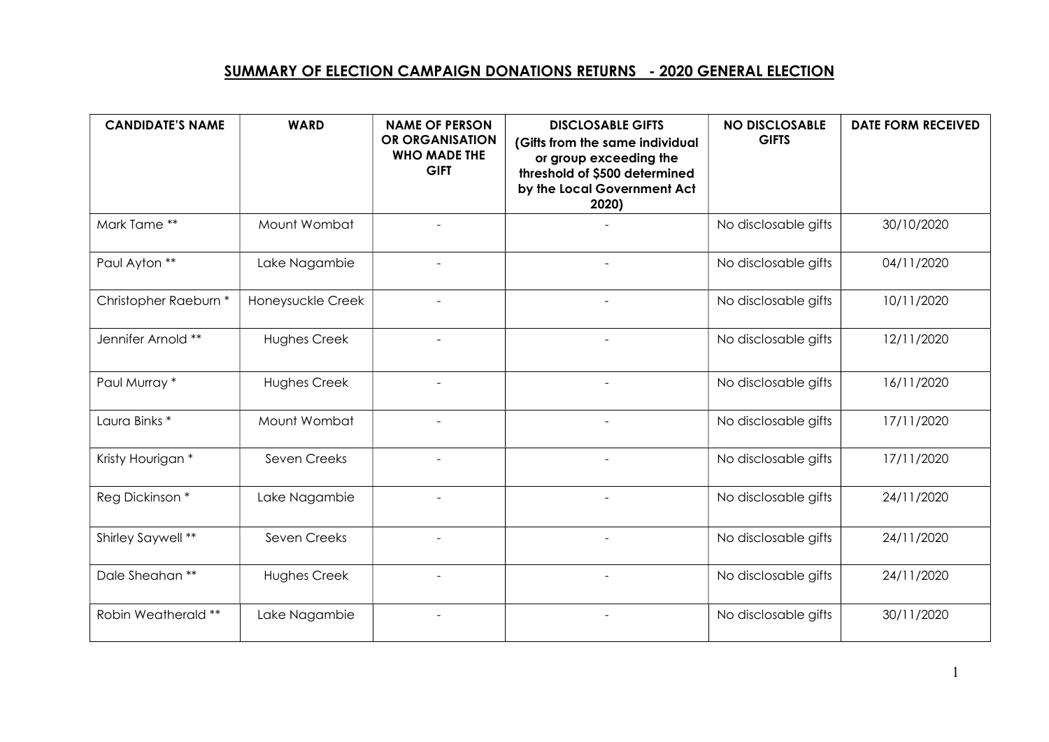## SUMMARY OF ELECTION CAMPAIGN DONATIONS RETURNS - 2020 GENERAL ELECTION

| CANDIDATE'S NAME | WARD | NAME OF PERSON OR ORGANISATION WHO MADE THE GIFT | DISCLOSABLE GIFTS (Gifts from the same individual or group exceeding the threshold of $500 determined by the Local Government Act 2020) | NO DISCLOSABLE GIFTS | DATE FORM RECEIVED |
|---|---|---|---|---|---|
| Mark Tame ** | Mount Wombat | - | - | No disclosable gifts | 30/10/2020 |
| Paul Ayton ** | Lake Nagambie | - | - | No disclosable gifts | 04/11/2020 |
| Christopher Raeburn * | Honeysuckle Creek | - | - | No disclosable gifts | 10/11/2020 |
| Jennifer Arnold ** | Hughes Creek | - | - | No disclosable gifts | 12/11/2020 |
| Paul Murray * | Hughes Creek | - | - | No disclosable gifts | 16/11/2020 |
| Laura Binks * | Mount Wombat | - | - | No disclosable gifts | 17/11/2020 |
| Kristy Hourigan * | Seven Creeks | - | - | No disclosable gifts | 17/11/2020 |
| Reg Dickinson * | Lake Nagambie | - | - | No disclosable gifts | 24/11/2020 |
| Shirley Saywell ** | Seven Creeks | - | - | No disclosable gifts | 24/11/2020 |
| Dale Sheahan ** | Hughes Creek | - | - | No disclosable gifts | 24/11/2020 |
| Robin Weatherald ** | Lake Nagambie | - | - | No disclosable gifts | 30/11/2020 |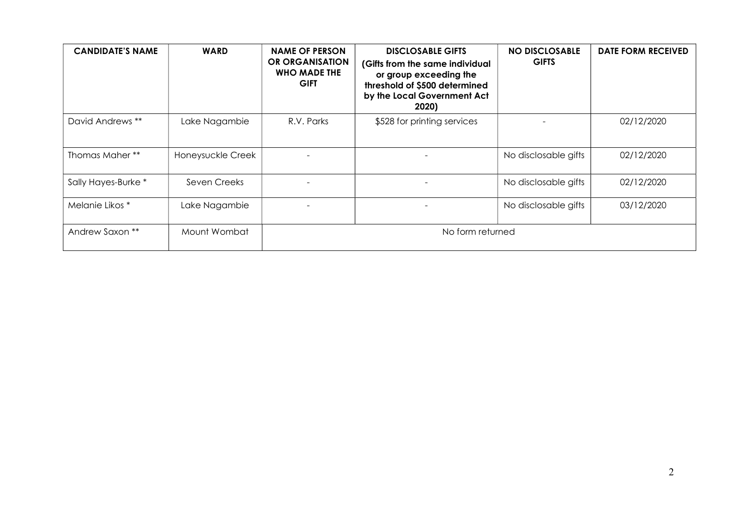| CANDIDATE'S NAME | WARD | NAME OF PERSON OR ORGANISATION WHO MADE THE GIFT | DISCLOSABLE GIFTS (Gifts from the same individual or group exceeding the threshold of $500 determined by the Local Government Act 2020) | NO DISCLOSABLE GIFTS | DATE FORM RECEIVED |
|---|---|---|---|---|---|
| David Andrews ** | Lake Nagambie | R.V. Parks | $528 for printing services | - | 02/12/2020 |
| Thomas Maher ** | Honeysuckle Creek | - | - | No disclosable gifts | 02/12/2020 |
| Sally Hayes-Burke * | Seven Creeks | - | - | No disclosable gifts | 02/12/2020 |
| Melanie Likos * | Lake Nagambie | - | - | No disclosable gifts | 03/12/2020 |
| Andrew Saxon ** | Mount Wombat | No form returned | | | |